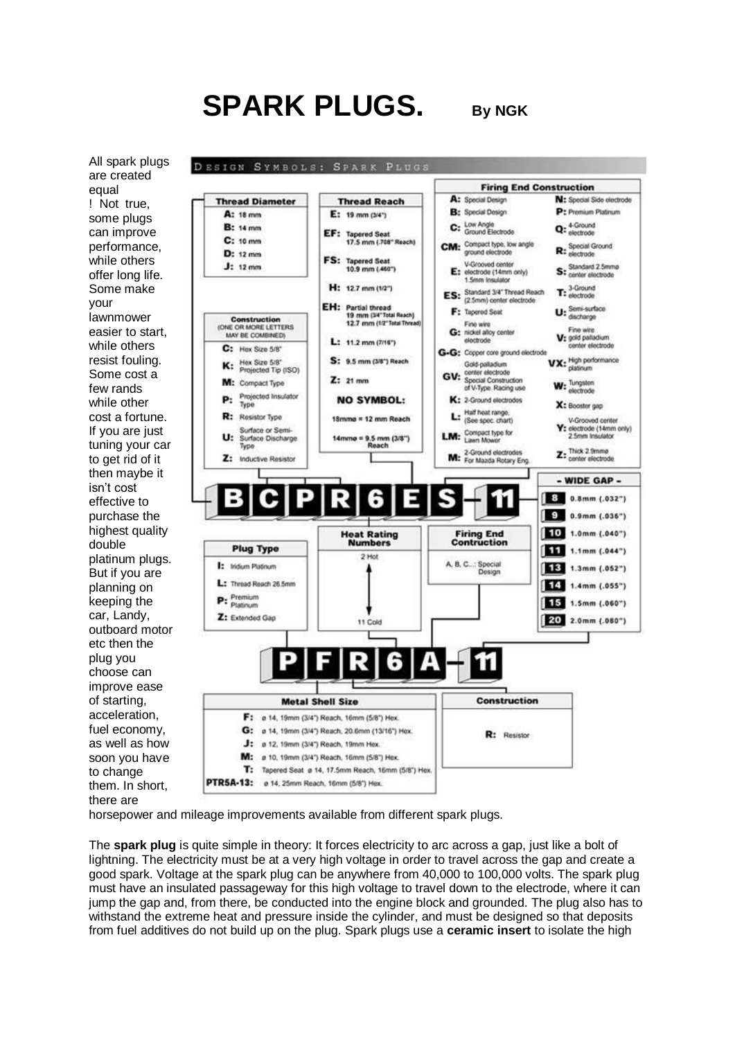# SPARK PLUGS. By NGK

All spark plugs are created equal ! Not true, some plugs can improve performance, while others offer long life. Some make your lawnmower easier to start, while others resist fouling. Some cost a few rands while other cost a fortune. If you are just tuning your car to get rid of it then maybe it isn't cost effective to purchase the highest quality double platinum plugs. But if you are planning on keeping the car, Landy, outboard motor etc then the plug you choose can improve ease of starting, acceleration, fuel economy, as well as how soon you have to change them. In short, there are horsepower and mileage improvements available from different spark plugs.

## DESIGN SYMBOLS: SPARK PLUGS

**Example: B C P R 6 E S - 11**

**Thread Diameter**

| Code | Meaning |
|---|---|
| A: | 18 mm |
| B: | 14 mm |
| C: | 10 mm |
| D: | 12 mm |
| J: | 12 mm |

**Construction** (ONE OR MORE LETTERS MAY BE COMBINED)

| Code | Meaning |
|---|---|
| C: | Hex Size 5/8" |
| K: | Hex Size 5/8" Projected Tip (ISO) |
| M: | Compact Type |
| P: | Projected Insulator Type |
| R: | Resistor Type |
| U: | Surface or Semi-Surface Discharge Type |
| Z: | Inductive Resistor |

**Thread Reach**

| Code | Meaning |
|---|---|
| E: | 19 mm (3/4") |
| EF: | Tapered Seat 17.5 mm (.708" Reach) |
| FS: | Tapered Seat 10.9 mm (.460") |
| H: | 12.7 mm (1/2") |
| EH: | Partial thread 19 mm (3/4" Total Reach) 12.7 mm (1/2" Total Thread) |
| L: | 11.2 mm (7/16") |
| S: | 9.5 mm (3/8") Reach |
| Z: | 21 mm |
| NO SYMBOL: | 18mmø = 12 mm Reach; 14mmø = 9.5 mm (3/8") Reach |

**Heat Rating Numbers**

2 Hot ↔ 11 Cold

**Firing End Construction**

| Code | Meaning | Code | Meaning |
|---|---|---|---|
| A: | Special Design | N: | Special Side electrode |
| B: | Special Design | P: | Premium Platinum |
| C: | Low Angle Ground Electrode | Q: | 4-Ground electrode |
| CM: | Compact type, low angle ground electrode | R: | Special Ground electrode |
| E: | V-Grooved center electrode (14mm only) 1.5mm Insulator | S: | Standard 2.5mmø center electrode |
| ES: | Standard 3/4" Thread Reach (2.5mm) center electrode | T: | 3-Ground electrode |
| F: | Tapered Seat | U: | Semi-surface discharge |
| G: | Fine wire nickel alloy center electrode | V: | Fine wire gold palladium center electrode |
| G-G: | Copper core ground electrode | VX: | High performance platinum |
| GV: | Gold-palladium center electrode Special Construction of V-Type. Racing use | W: | Tungsten electrode |
| K: | 2-Ground electrodes | X: | Booster gap |
| L: | Half heat range (See spec. chart) | Y: | V-Grooved center electrode (14mm only) 2.5mm Insulator |
| LM: | Compact type for Lawn Mower | Z: | Thick 2.9mmø center electrode |
| M: | 2-Ground electrodes For Mazda Rotary Eng. | | |

**- WIDE GAP -**

| Code | Gap |
|---|---|
| 8 | 0.8mm (.032") |
| 9 | 0.9mm (.036") |
| 10 | 1.0mm (.040") |
| 11 | 1.1mm (.044") |
| 13 | 1.3mm (.052") |
| 14 | 1.4mm (.055") |
| 15 | 1.5mm (.060") |
| 20 | 2.0mm (.080") |

**Example: P F R 6 A - 11**

**Plug Type**

| Code | Meaning |
|---|---|
| I: | Iridium Platinum |
| L: | Thread Reach 26.5mm |
| P: | Premium Platinum |
| Z: | Extended Gap |

**Firing End Contruction**

A, B, C...: Special Design

**Metal Shell Size**

| Code | Meaning |
|---|---|
| F: | ø 14, 19mm (3/4") Reach, 16mm (5/8") Hex. |
| G: | ø 14, 19mm (3/4") Reach, 20.6mm (13/16") Hex. |
| J: | ø 12, 19mm (3/4") Reach, 19mm Hex. |
| M: | ø 10, 19mm (3/4") Reach, 16mm (5/8") Hex. |
| T: | Tapered Seat ø 14, 17.5mm Reach, 16mm (5/8") Hex. |
| PTR5A-13: | ø 14, 25mm Reach, 16mm (5/8") Hex. |

**Construction**

R: Resistor

The **spark plug** is quite simple in theory: It forces electricity to arc across a gap, just like a bolt of lightning. The electricity must be at a very high voltage in order to travel across the gap and create a good spark. Voltage at the spark plug can be anywhere from 40,000 to 100,000 volts. The spark plug must have an insulated passageway for this high voltage to travel down to the electrode, where it can jump the gap and, from there, be conducted into the engine block and grounded. The plug also has to withstand the extreme heat and pressure inside the cylinder, and must be designed so that deposits from fuel additives do not build up on the plug. Spark plugs use a **ceramic insert** to isolate the high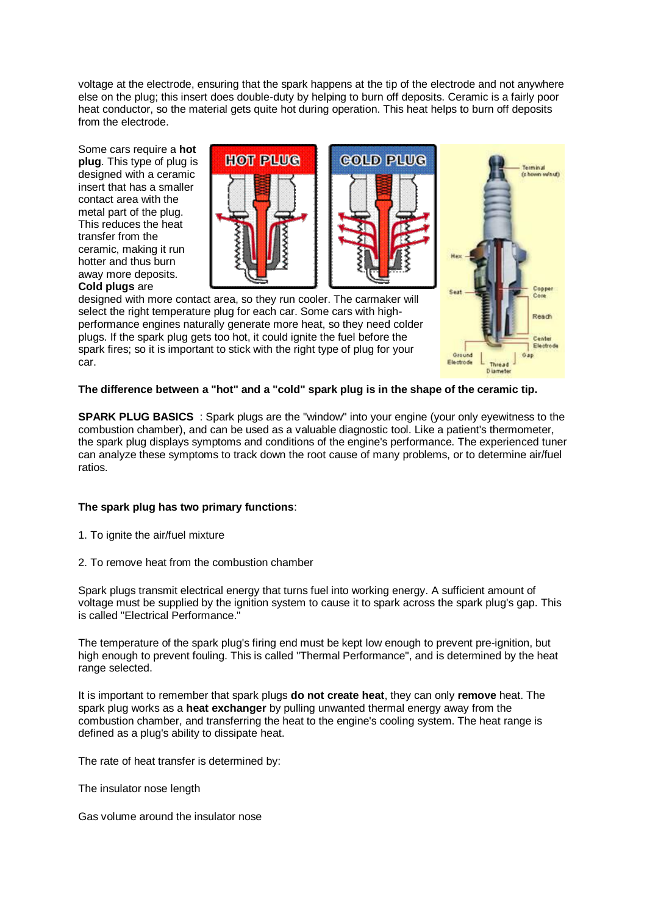voltage at the electrode, ensuring that the spark happens at the tip of the electrode and not anywhere else on the plug; this insert does double-duty by helping to burn off deposits. Ceramic is a fairly poor heat conductor, so the material gets quite hot during operation. This heat helps to burn off deposits from the electrode.

Some cars require a **hot plug**. This type of plug is designed with a ceramic insert that has a smaller contact area with the metal part of the plug. This reduces the heat transfer from the ceramic, making it run hotter and thus burn away more deposits. **Cold plugs** are designed with more contact area, so they run cooler. The carmaker will select the right temperature plug for each car. Some cars with high-performance engines naturally generate more heat, so they need colder plugs. If the spark plug gets too hot, it could ignite the fuel before the spark fires; so it is important to stick with the right type of plug for your car.

**The difference between a "hot" and a "cold" spark plug is in the shape of the ceramic tip.**

**SPARK PLUG BASICS** : Spark plugs are the "window" into your engine (your only eyewitness to the combustion chamber), and can be used as a valuable diagnostic tool. Like a patient's thermometer, the spark plug displays symptoms and conditions of the engine's performance. The experienced tuner can analyze these symptoms to track down the root cause of many problems, or to determine air/fuel ratios.

**The spark plug has two primary functions**:

1. To ignite the air/fuel mixture

2. To remove heat from the combustion chamber

Spark plugs transmit electrical energy that turns fuel into working energy. A sufficient amount of voltage must be supplied by the ignition system to cause it to spark across the spark plug's gap. This is called "Electrical Performance."

The temperature of the spark plug's firing end must be kept low enough to prevent pre-ignition, but high enough to prevent fouling. This is called "Thermal Performance", and is determined by the heat range selected.

It is important to remember that spark plugs **do not create heat**, they can only **remove** heat. The spark plug works as a **heat exchanger** by pulling unwanted thermal energy away from the combustion chamber, and transferring the heat to the engine's cooling system. The heat range is defined as a plug's ability to dissipate heat.

The rate of heat transfer is determined by:

The insulator nose length

Gas volume around the insulator nose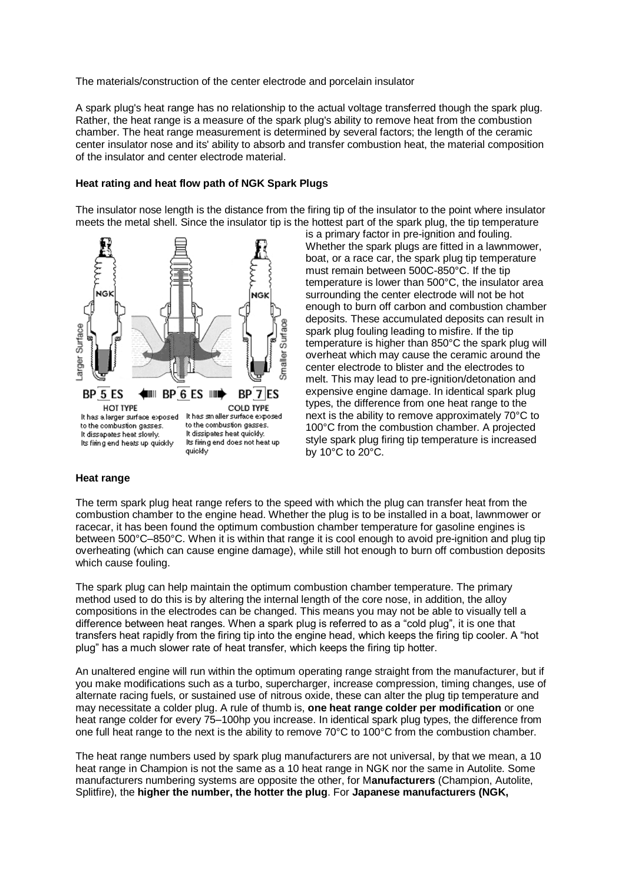The materials/construction of the center electrode and porcelain insulator

A spark plug's heat range has no relationship to the actual voltage transferred though the spark plug. Rather, the heat range is a measure of the spark plug's ability to remove heat from the combustion chamber. The heat range measurement is determined by several factors; the length of the ceramic center insulator nose and its' ability to absorb and transfer combustion heat, the material composition of the insulator and center electrode material.

**Heat rating and heat flow path of NGK Spark Plugs**

The insulator nose length is the distance from the firing tip of the insulator to the point where insulator meets the metal shell. Since the insulator tip is the hottest part of the spark plug, the tip temperature is a primary factor in pre-ignition and fouling. Whether the spark plugs are fitted in a lawnmower, boat, or a race car, the spark plug tip temperature must remain between 500C-850°C. If the tip temperature is lower than 500°C, the insulator area surrounding the center electrode will not be hot enough to burn off carbon and combustion chamber deposits. These accumulated deposits can result in spark plug fouling leading to misfire. If the tip temperature is higher than 850°C the spark plug will overheat which may cause the ceramic around the center electrode to blister and the electrodes to melt. This may lead to pre-ignition/detonation and expensive engine damage. In identical spark plug types, the difference from one heat range to the next is the ability to remove approximately 70°C to 100°C from the combustion chamber. A projected style spark plug firing tip temperature is increased by 10°C to 20°C.

BP 5 ES — HOT TYPE: It has a larger surface exposed to the combustion gasses. It dissapates heat slowly. Its firing end heats up quickly

BP 7 ES — COLD TYPE: It has smaller surface exposed to the combustion gasses. It dissipates heat quickly. Its firing end does not heat up quickly

**Heat range**

The term spark plug heat range refers to the speed with which the plug can transfer heat from the combustion chamber to the engine head. Whether the plug is to be installed in a boat, lawnmower or racecar, it has been found the optimum combustion chamber temperature for gasoline engines is between 500°C–850°C. When it is within that range it is cool enough to avoid pre-ignition and plug tip overheating (which can cause engine damage), while still hot enough to burn off combustion deposits which cause fouling.

The spark plug can help maintain the optimum combustion chamber temperature. The primary method used to do this is by altering the internal length of the core nose, in addition, the alloy compositions in the electrodes can be changed. This means you may not be able to visually tell a difference between heat ranges. When a spark plug is referred to as a "cold plug", it is one that transfers heat rapidly from the firing tip into the engine head, which keeps the firing tip cooler. A "hot plug" has a much slower rate of heat transfer, which keeps the firing tip hotter.

An unaltered engine will run within the optimum operating range straight from the manufacturer, but if you make modifications such as a turbo, supercharger, increase compression, timing changes, use of alternate racing fuels, or sustained use of nitrous oxide, these can alter the plug tip temperature and may necessitate a colder plug. A rule of thumb is, **one heat range colder per modification** or one heat range colder for every 75–100hp you increase. In identical spark plug types, the difference from one full heat range to the next is the ability to remove 70°C to 100°C from the combustion chamber.

The heat range numbers used by spark plug manufacturers are not universal, by that we mean, a 10 heat range in Champion is not the same as a 10 heat range in NGK nor the same in Autolite. Some manufacturers numbering systems are opposite the other, for M**anufacturers** (Champion, Autolite, Splitfire), the **higher the number, the hotter the plug**. For **Japanese manufacturers (NGK,**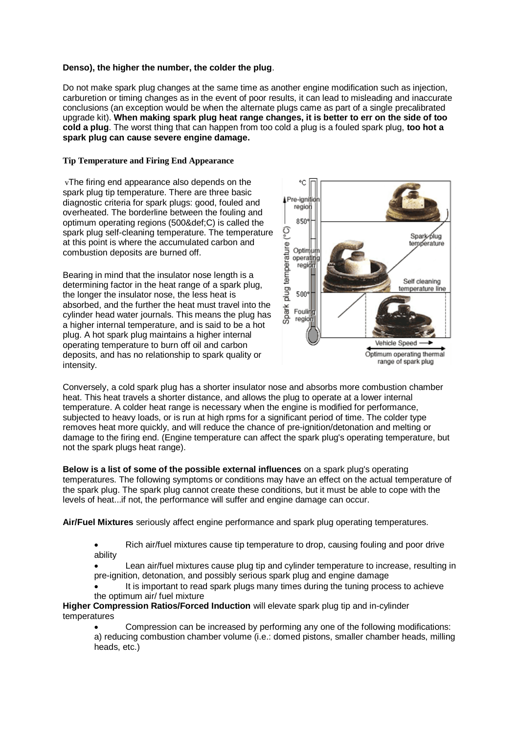**Denso), the higher the number, the colder the plug**.

Do not make spark plug changes at the same time as another engine modification such as injection, carburetion or timing changes as in the event of poor results, it can lead to misleading and inaccurate conclusions (an exception would be when the alternate plugs came as part of a single precalibrated upgrade kit). **When making spark plug heat range changes, it is better to err on the side of too cold a plug**. The worst thing that can happen from too cold a plug is a fouled spark plug, **too hot a spark plug can cause severe engine damage.**

### Tip Temperature and Firing End Appearance

vThe firing end appearance also depends on the spark plug tip temperature. There are three basic diagnostic criteria for spark plugs: good, fouled and overheated. The borderline between the fouling and optimum operating regions (500&def;C) is called the spark plug self-cleaning temperature. The temperature at this point is where the accumulated carbon and combustion deposits are burned off.

Bearing in mind that the insulator nose length is a determining factor in the heat range of a spark plug, the longer the insulator nose, the less heat is absorbed, and the further the heat must travel into the cylinder head water journals. This means the plug has a higher internal temperature, and is said to be a hot plug. A hot spark plug maintains a higher internal operating temperature to burn off oil and carbon deposits, and has no relationship to spark quality or intensity.

Optimum operating thermal range of spark plug

Conversely, a cold spark plug has a shorter insulator nose and absorbs more combustion chamber heat. This heat travels a shorter distance, and allows the plug to operate at a lower internal temperature. A colder heat range is necessary when the engine is modified for performance, subjected to heavy loads, or is run at high rpms for a significant period of time. The colder type removes heat more quickly, and will reduce the chance of pre-ignition/detonation and melting or damage to the firing end. (Engine temperature can affect the spark plug's operating temperature, but not the spark plugs heat range).

**Below is a list of some of the possible external influences** on a spark plug's operating temperatures. The following symptoms or conditions may have an effect on the actual temperature of the spark plug. The spark plug cannot create these conditions, but it must be able to cope with the levels of heat...if not, the performance will suffer and engine damage can occur.

**Air/Fuel Mixtures** seriously affect engine performance and spark plug operating temperatures.

- Rich air/fuel mixtures cause tip temperature to drop, causing fouling and poor drive ability
- Lean air/fuel mixtures cause plug tip and cylinder temperature to increase, resulting in pre-ignition, detonation, and possibly serious spark plug and engine damage
- It is important to read spark plugs many times during the tuning process to achieve the optimum air/ fuel mixture

**Higher Compression Ratios/Forced Induction** will elevate spark plug tip and in-cylinder temperatures

- Compression can be increased by performing any one of the following modifications: a) reducing combustion chamber volume (i.e.: domed pistons, smaller chamber heads, milling heads, etc.)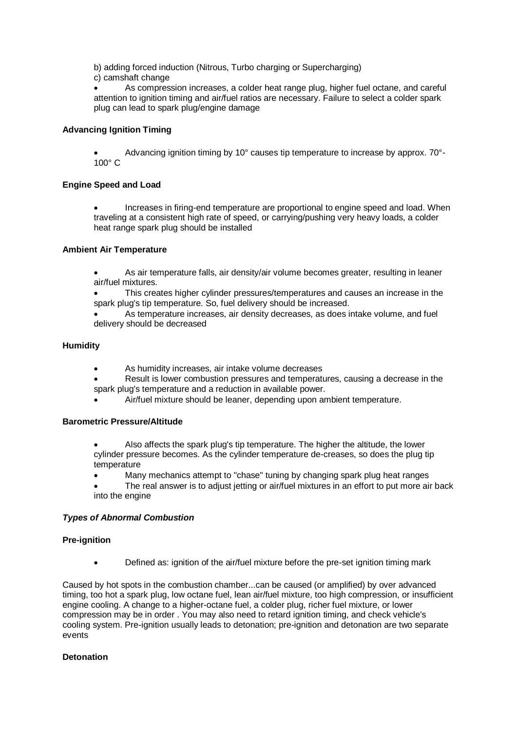b) adding forced induction (Nitrous, Turbo charging or Supercharging)
c) camshaft change

- As compression increases, a colder heat range plug, higher fuel octane, and careful attention to ignition timing and air/fuel ratios are necessary. Failure to select a colder spark plug can lead to spark plug/engine damage

**Advancing Ignition Timing**

- Advancing ignition timing by 10° causes tip temperature to increase by approx. 70°-100° C

**Engine Speed and Load**

- Increases in firing-end temperature are proportional to engine speed and load. When traveling at a consistent high rate of speed, or carrying/pushing very heavy loads, a colder heat range spark plug should be installed

**Ambient Air Temperature**

- As air temperature falls, air density/air volume becomes greater, resulting in leaner air/fuel mixtures.
- This creates higher cylinder pressures/temperatures and causes an increase in the spark plug's tip temperature. So, fuel delivery should be increased.
- As temperature increases, air density decreases, as does intake volume, and fuel delivery should be decreased

**Humidity**

- As humidity increases, air intake volume decreases
- Result is lower combustion pressures and temperatures, causing a decrease in the spark plug's temperature and a reduction in available power.
- Air/fuel mixture should be leaner, depending upon ambient temperature.

**Barometric Pressure/Altitude**

- Also affects the spark plug's tip temperature. The higher the altitude, the lower cylinder pressure becomes. As the cylinder temperature de-creases, so does the plug tip temperature
- Many mechanics attempt to "chase" tuning by changing spark plug heat ranges
- The real answer is to adjust jetting or air/fuel mixtures in an effort to put more air back into the engine

***Types of Abnormal Combustion***

**Pre-ignition**

- Defined as: ignition of the air/fuel mixture before the pre-set ignition timing mark

Caused by hot spots in the combustion chamber...can be caused (or amplified) by over advanced timing, too hot a spark plug, low octane fuel, lean air/fuel mixture, too high compression, or insufficient engine cooling. A change to a higher-octane fuel, a colder plug, richer fuel mixture, or lower compression may be in order . You may also need to retard ignition timing, and check vehicle's cooling system. Pre-ignition usually leads to detonation; pre-ignition and detonation are two separate events

**Detonation**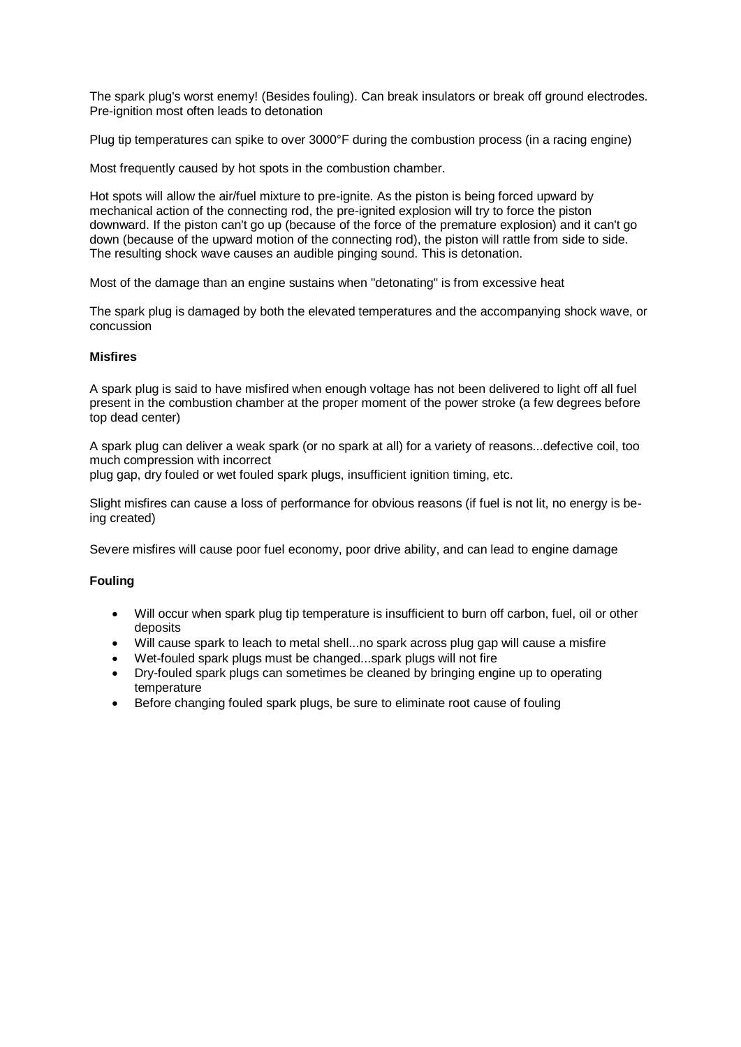The spark plug's worst enemy! (Besides fouling). Can break insulators or break off ground electrodes. Pre-ignition most often leads to detonation

Plug tip temperatures can spike to over 3000°F during the combustion process (in a racing engine)

Most frequently caused by hot spots in the combustion chamber.

Hot spots will allow the air/fuel mixture to pre-ignite. As the piston is being forced upward by mechanical action of the connecting rod, the pre-ignited explosion will try to force the piston downward. If the piston can't go up (because of the force of the premature explosion) and it can't go down (because of the upward motion of the connecting rod), the piston will rattle from side to side. The resulting shock wave causes an audible pinging sound. This is detonation.

Most of the damage than an engine sustains when "detonating" is from excessive heat

The spark plug is damaged by both the elevated temperatures and the accompanying shock wave, or concussion

**Misfires**

A spark plug is said to have misfired when enough voltage has not been delivered to light off all fuel present in the combustion chamber at the proper moment of the power stroke (a few degrees before top dead center)

A spark plug can deliver a weak spark (or no spark at all) for a variety of reasons...defective coil, too much compression with incorrect
plug gap, dry fouled or wet fouled spark plugs, insufficient ignition timing, etc.

Slight misfires can cause a loss of performance for obvious reasons (if fuel is not lit, no energy is being created)

Severe misfires will cause poor fuel economy, poor drive ability, and can lead to engine damage

**Fouling**

- Will occur when spark plug tip temperature is insufficient to burn off carbon, fuel, oil or other deposits
- Will cause spark to leach to metal shell...no spark across plug gap will cause a misfire
- Wet-fouled spark plugs must be changed...spark plugs will not fire
- Dry-fouled spark plugs can sometimes be cleaned by bringing engine up to operating temperature
- Before changing fouled spark plugs, be sure to eliminate root cause of fouling